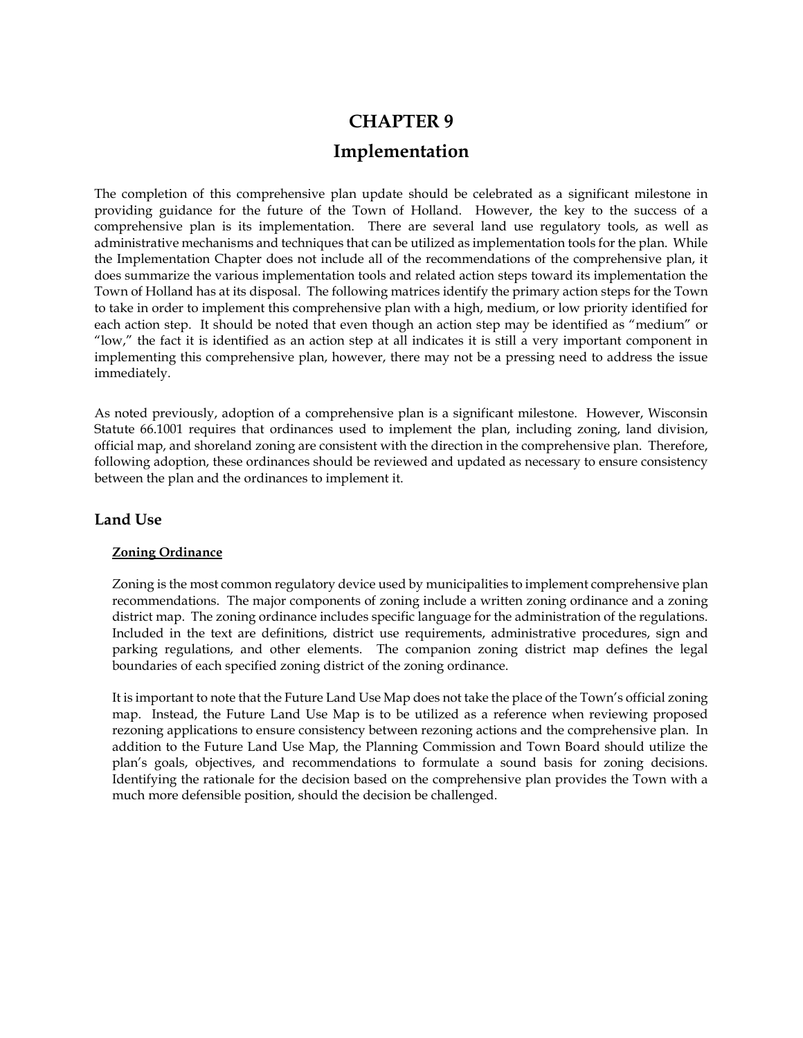# CHAPTER 9

# Implementation

The completion of this comprehensive plan update should be celebrated as a significant milestone in providing guidance for the future of the Town of Holland. However, the key to the success of a comprehensive plan is its implementation. There are several land use regulatory tools, as well as administrative mechanisms and techniques that can be utilized as implementation tools for the plan. While the Implementation Chapter does not include all of the recommendations of the comprehensive plan, it does summarize the various implementation tools and related action steps toward its implementation the Town of Holland has at its disposal. The following matrices identify the primary action steps for the Town to take in order to implement this comprehensive plan with a high, medium, or low priority identified for each action step. It should be noted that even though an action step may be identified as "medium" or "low," the fact it is identified as an action step at all indicates it is still a very important component in implementing this comprehensive plan, however, there may not be a pressing need to address the issue immediately.

As noted previously, adoption of a comprehensive plan is a significant milestone. However, Wisconsin Statute 66.1001 requires that ordinances used to implement the plan, including zoning, land division, official map, and shoreland zoning are consistent with the direction in the comprehensive plan. Therefore, following adoption, these ordinances should be reviewed and updated as necessary to ensure consistency between the plan and the ordinances to implement it.

## Land Use

### Zoning Ordinance

Zoning is the most common regulatory device used by municipalities to implement comprehensive plan recommendations. The major components of zoning include a written zoning ordinance and a zoning district map. The zoning ordinance includes specific language for the administration of the regulations. Included in the text are definitions, district use requirements, administrative procedures, sign and parking regulations, and other elements. The companion zoning district map defines the legal boundaries of each specified zoning district of the zoning ordinance.

It is important to note that the Future Land Use Map does not take the place of the Town's official zoning map. Instead, the Future Land Use Map is to be utilized as a reference when reviewing proposed rezoning applications to ensure consistency between rezoning actions and the comprehensive plan. In addition to the Future Land Use Map, the Planning Commission and Town Board should utilize the plan's goals, objectives, and recommendations to formulate a sound basis for zoning decisions. Identifying the rationale for the decision based on the comprehensive plan provides the Town with a much more defensible position, should the decision be challenged.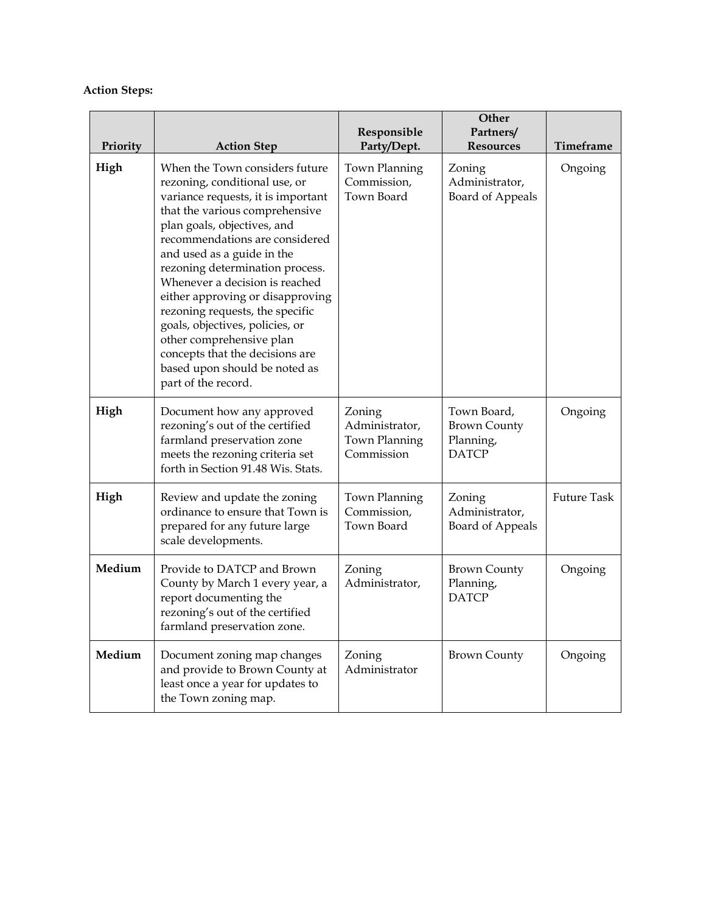**Action Steps:**

| Priority | Action Step | Responsible Party/Dept. | Other Partners/ Resources | Timeframe |
|---|---|---|---|---|
| **High** | When the Town considers future rezoning, conditional use, or variance requests, it is important that the various comprehensive plan goals, objectives, and recommendations are considered and used as a guide in the rezoning determination process. Whenever a decision is reached either approving or disapproving rezoning requests, the specific goals, objectives, policies, or other comprehensive plan concepts that the decisions are based upon should be noted as part of the record. | Town Planning Commission, Town Board | Zoning Administrator, Board of Appeals | Ongoing |
| **High** | Document how any approved rezoning's out of the certified farmland preservation zone meets the rezoning criteria set forth in Section 91.48 Wis. Stats. | Zoning Administrator, Town Planning Commission | Town Board, Brown County Planning, DATCP | Ongoing |
| **High** | Review and update the zoning ordinance to ensure that Town is prepared for any future large scale developments. | Town Planning Commission, Town Board | Zoning Administrator, Board of Appeals | Future Task |
| **Medium** | Provide to DATCP and Brown County by March 1 every year, a report documenting the rezoning's out of the certified farmland preservation zone. | Zoning Administrator, | Brown County Planning, DATCP | Ongoing |
| **Medium** | Document zoning map changes and provide to Brown County at least once a year for updates to the Town zoning map. | Zoning Administrator | Brown County | Ongoing |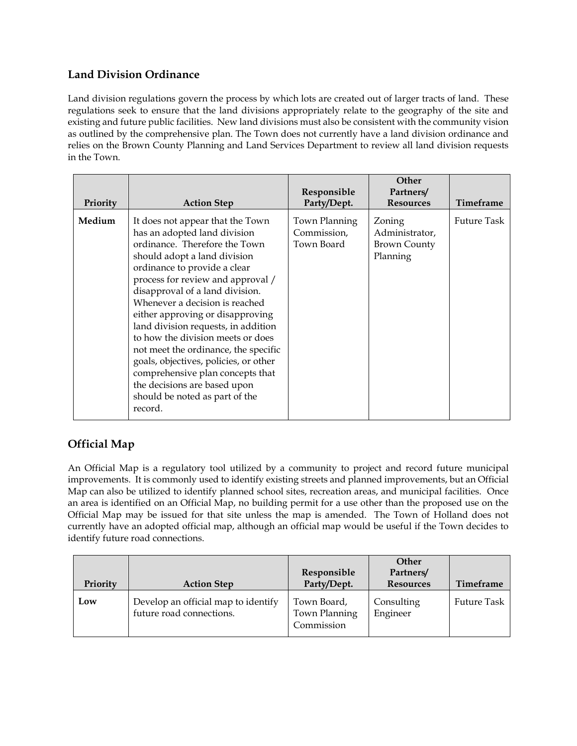## Land Division Ordinance

Land division regulations govern the process by which lots are created out of larger tracts of land. These regulations seek to ensure that the land divisions appropriately relate to the geography of the site and existing and future public facilities. New land divisions must also be consistent with the community vision as outlined by the comprehensive plan. The Town does not currently have a land division ordinance and relies on the Brown County Planning and Land Services Department to review all land division requests in the Town.

| Priority | Action Step | Responsible Party/Dept. | Other Partners/ Resources | Timeframe |
|---|---|---|---|---|
| **Medium** | It does not appear that the Town has an adopted land division ordinance. Therefore the Town should adopt a land division ordinance to provide a clear process for review and approval / disapproval of a land division. Whenever a decision is reached either approving or disapproving land division requests, in addition to how the division meets or does not meet the ordinance, the specific goals, objectives, policies, or other comprehensive plan concepts that the decisions are based upon should be noted as part of the record. | Town Planning Commission, Town Board | Zoning Administrator, Brown County Planning | Future Task |

## Official Map

An Official Map is a regulatory tool utilized by a community to project and record future municipal improvements. It is commonly used to identify existing streets and planned improvements, but an Official Map can also be utilized to identify planned school sites, recreation areas, and municipal facilities. Once an area is identified on an Official Map, no building permit for a use other than the proposed use on the Official Map may be issued for that site unless the map is amended. The Town of Holland does not currently have an adopted official map, although an official map would be useful if the Town decides to identify future road connections.

| Priority | Action Step | Responsible Party/Dept. | Other Partners/ Resources | Timeframe |
|---|---|---|---|---|
| **Low** | Develop an official map to identify future road connections. | Town Board, Town Planning Commission | Consulting Engineer | Future Task |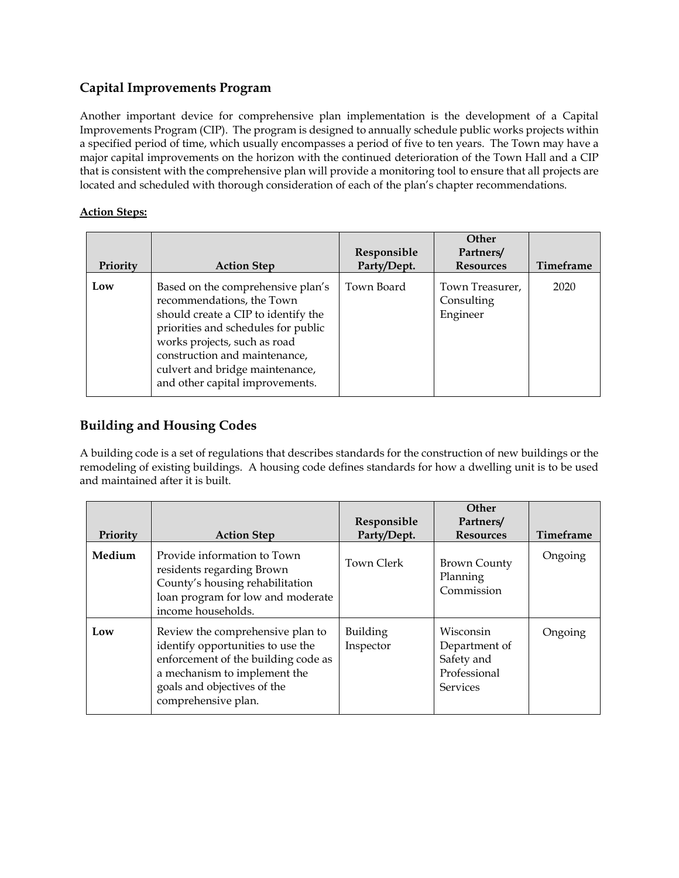## Capital Improvements Program

Another important device for comprehensive plan implementation is the development of a Capital Improvements Program (CIP). The program is designed to annually schedule public works projects within a specified period of time, which usually encompasses a period of five to ten years. The Town may have a major capital improvements on the horizon with the continued deterioration of the Town Hall and a CIP that is consistent with the comprehensive plan will provide a monitoring tool to ensure that all projects are located and scheduled with thorough consideration of each of the plan's chapter recommendations.

**Action Steps:**

| Priority | Action Step | Responsible Party/Dept. | Other Partners/ Resources | Timeframe |
|---|---|---|---|---|
| **Low** | Based on the comprehensive plan's recommendations, the Town should create a CIP to identify the priorities and schedules for public works projects, such as road construction and maintenance, culvert and bridge maintenance, and other capital improvements. | Town Board | Town Treasurer, Consulting Engineer | 2020 |

## Building and Housing Codes

A building code is a set of regulations that describes standards for the construction of new buildings or the remodeling of existing buildings. A housing code defines standards for how a dwelling unit is to be used and maintained after it is built.

| Priority | Action Step | Responsible Party/Dept. | Other Partners/ Resources | Timeframe |
|---|---|---|---|---|
| **Medium** | Provide information to Town residents regarding Brown County's housing rehabilitation loan program for low and moderate income households. | Town Clerk | Brown County Planning Commission | Ongoing |
| **Low** | Review the comprehensive plan to identify opportunities to use the enforcement of the building code as a mechanism to implement the goals and objectives of the comprehensive plan. | Building Inspector | Wisconsin Department of Safety and Professional Services | Ongoing |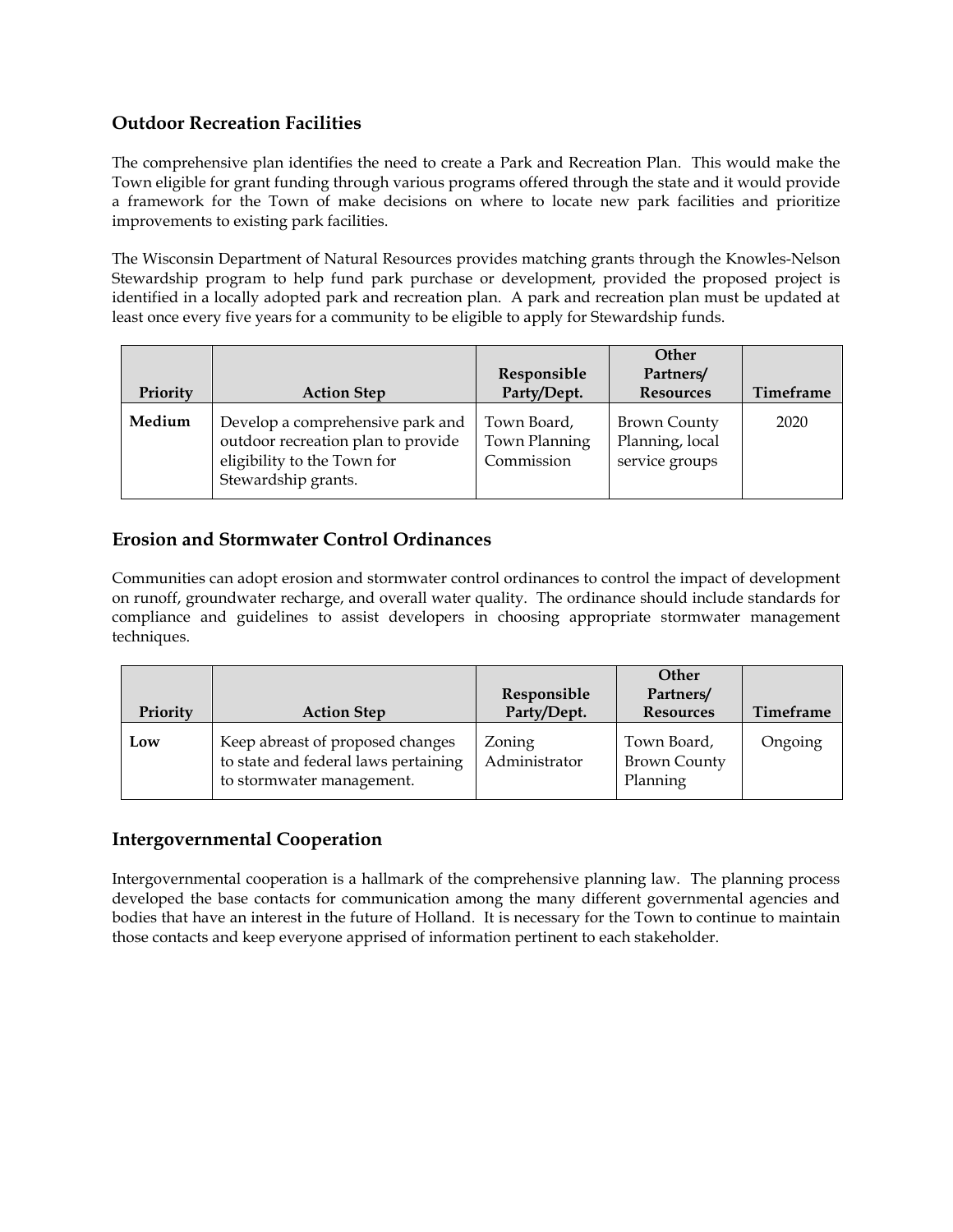## Outdoor Recreation Facilities

The comprehensive plan identifies the need to create a Park and Recreation Plan. This would make the Town eligible for grant funding through various programs offered through the state and it would provide a framework for the Town of make decisions on where to locate new park facilities and prioritize improvements to existing park facilities.

The Wisconsin Department of Natural Resources provides matching grants through the Knowles-Nelson Stewardship program to help fund park purchase or development, provided the proposed project is identified in a locally adopted park and recreation plan. A park and recreation plan must be updated at least once every five years for a community to be eligible to apply for Stewardship funds.

| Priority | Action Step | Responsible Party/Dept. | Other Partners/ Resources | Timeframe |
|---|---|---|---|---|
| **Medium** | Develop a comprehensive park and outdoor recreation plan to provide eligibility to the Town for Stewardship grants. | Town Board, Town Planning Commission | Brown County Planning, local service groups | 2020 |

## Erosion and Stormwater Control Ordinances

Communities can adopt erosion and stormwater control ordinances to control the impact of development on runoff, groundwater recharge, and overall water quality. The ordinance should include standards for compliance and guidelines to assist developers in choosing appropriate stormwater management techniques.

| Priority | Action Step | Responsible Party/Dept. | Other Partners/ Resources | Timeframe |
|---|---|---|---|---|
| **Low** | Keep abreast of proposed changes to state and federal laws pertaining to stormwater management. | Zoning Administrator | Town Board, Brown County Planning | Ongoing |

## Intergovernmental Cooperation

Intergovernmental cooperation is a hallmark of the comprehensive planning law. The planning process developed the base contacts for communication among the many different governmental agencies and bodies that have an interest in the future of Holland. It is necessary for the Town to continue to maintain those contacts and keep everyone apprised of information pertinent to each stakeholder.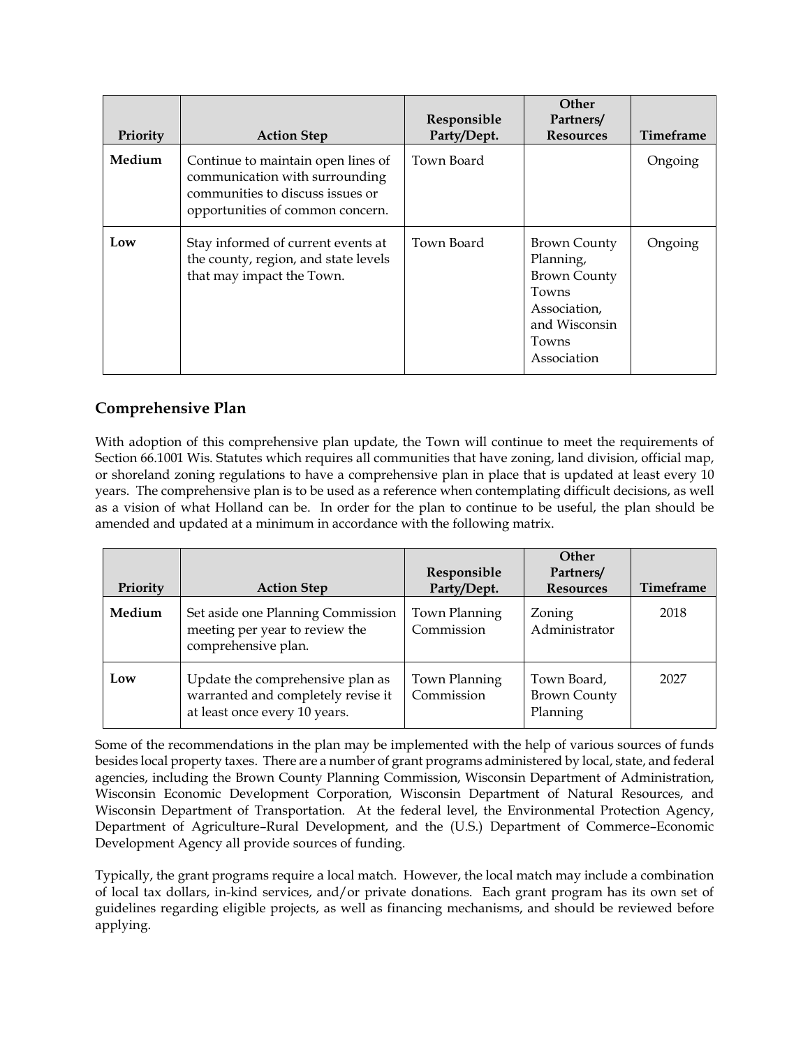| Priority | Action Step | Responsible Party/Dept. | Other Partners/ Resources | Timeframe |
|---|---|---|---|---|
| **Medium** | Continue to maintain open lines of communication with surrounding communities to discuss issues or opportunities of common concern. | Town Board | | Ongoing |
| **Low** | Stay informed of current events at the county, region, and state levels that may impact the Town. | Town Board | Brown County Planning, Brown County Towns Association, and Wisconsin Towns Association | Ongoing |

## Comprehensive Plan

With adoption of this comprehensive plan update, the Town will continue to meet the requirements of Section 66.1001 Wis. Statutes which requires all communities that have zoning, land division, official map, or shoreland zoning regulations to have a comprehensive plan in place that is updated at least every 10 years. The comprehensive plan is to be used as a reference when contemplating difficult decisions, as well as a vision of what Holland can be. In order for the plan to continue to be useful, the plan should be amended and updated at a minimum in accordance with the following matrix.

| Priority | Action Step | Responsible Party/Dept. | Other Partners/ Resources | Timeframe |
|---|---|---|---|---|
| **Medium** | Set aside one Planning Commission meeting per year to review the comprehensive plan. | Town Planning Commission | Zoning Administrator | 2018 |
| **Low** | Update the comprehensive plan as warranted and completely revise it at least once every 10 years. | Town Planning Commission | Town Board, Brown County Planning | 2027 |

Some of the recommendations in the plan may be implemented with the help of various sources of funds besides local property taxes. There are a number of grant programs administered by local, state, and federal agencies, including the Brown County Planning Commission, Wisconsin Department of Administration, Wisconsin Economic Development Corporation, Wisconsin Department of Natural Resources, and Wisconsin Department of Transportation. At the federal level, the Environmental Protection Agency, Department of Agriculture–Rural Development, and the (U.S.) Department of Commerce–Economic Development Agency all provide sources of funding.

Typically, the grant programs require a local match. However, the local match may include a combination of local tax dollars, in-kind services, and/or private donations. Each grant program has its own set of guidelines regarding eligible projects, as well as financing mechanisms, and should be reviewed before applying.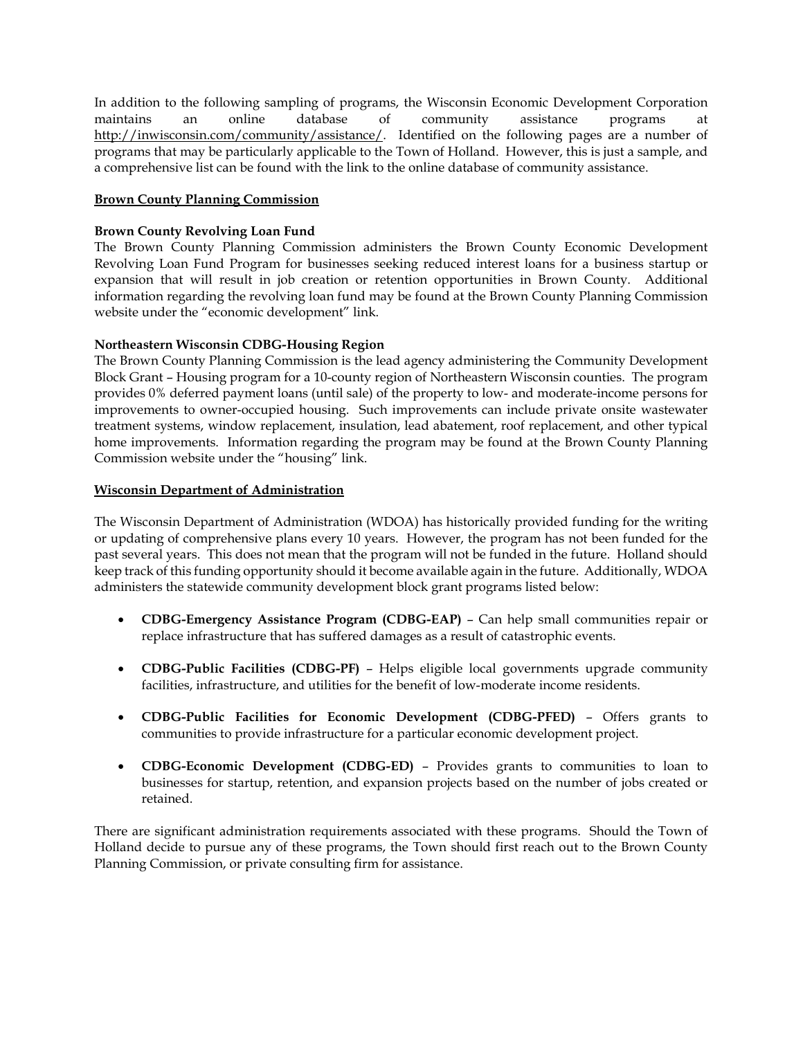In addition to the following sampling of programs, the Wisconsin Economic Development Corporation maintains an online database of community assistance programs at http://inwisconsin.com/community/assistance/. Identified on the following pages are a number of programs that may be particularly applicable to the Town of Holland. However, this is just a sample, and a comprehensive list can be found with the link to the online database of community assistance.

## Brown County Planning Commission

### Brown County Revolving Loan Fund

The Brown County Planning Commission administers the Brown County Economic Development Revolving Loan Fund Program for businesses seeking reduced interest loans for a business startup or expansion that will result in job creation or retention opportunities in Brown County. Additional information regarding the revolving loan fund may be found at the Brown County Planning Commission website under the "economic development" link.

### Northeastern Wisconsin CDBG-Housing Region

The Brown County Planning Commission is the lead agency administering the Community Development Block Grant – Housing program for a 10-county region of Northeastern Wisconsin counties. The program provides 0% deferred payment loans (until sale) of the property to low- and moderate-income persons for improvements to owner-occupied housing. Such improvements can include private onsite wastewater treatment systems, window replacement, insulation, lead abatement, roof replacement, and other typical home improvements. Information regarding the program may be found at the Brown County Planning Commission website under the "housing" link.

## Wisconsin Department of Administration

The Wisconsin Department of Administration (WDOA) has historically provided funding for the writing or updating of comprehensive plans every 10 years. However, the program has not been funded for the past several years. This does not mean that the program will not be funded in the future. Holland should keep track of this funding opportunity should it become available again in the future. Additionally, WDOA administers the statewide community development block grant programs listed below:

- **CDBG-Emergency Assistance Program (CDBG-EAP)** – Can help small communities repair or replace infrastructure that has suffered damages as a result of catastrophic events.

- **CDBG-Public Facilities (CDBG-PF)** – Helps eligible local governments upgrade community facilities, infrastructure, and utilities for the benefit of low-moderate income residents.

- **CDBG-Public Facilities for Economic Development (CDBG-PFED)** – Offers grants to communities to provide infrastructure for a particular economic development project.

- **CDBG-Economic Development (CDBG-ED)** – Provides grants to communities to loan to businesses for startup, retention, and expansion projects based on the number of jobs created or retained.

There are significant administration requirements associated with these programs. Should the Town of Holland decide to pursue any of these programs, the Town should first reach out to the Brown County Planning Commission, or private consulting firm for assistance.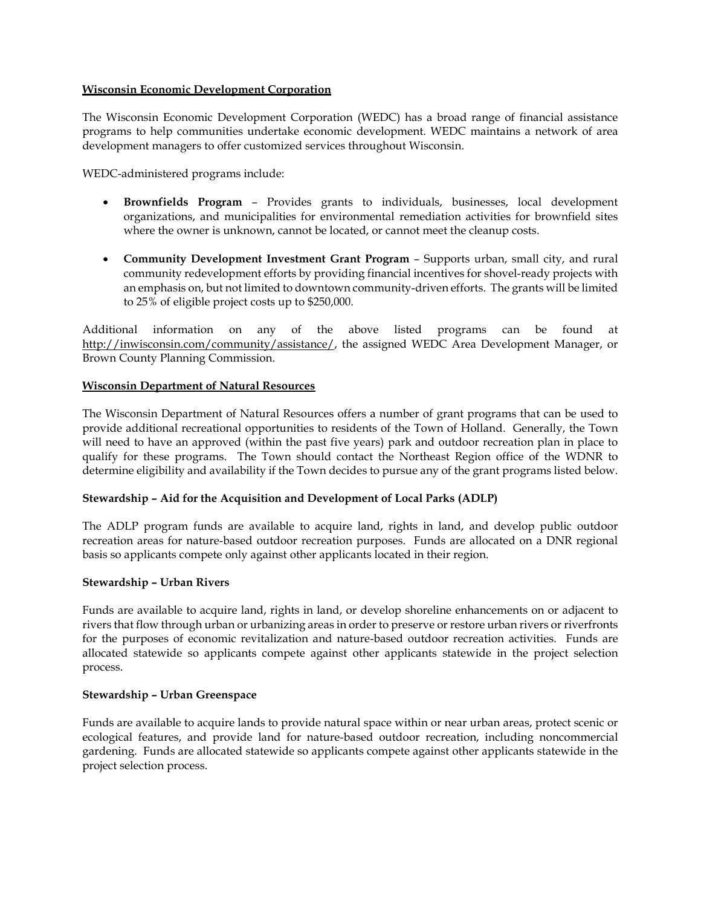## Wisconsin Economic Development Corporation

The Wisconsin Economic Development Corporation (WEDC) has a broad range of financial assistance programs to help communities undertake economic development. WEDC maintains a network of area development managers to offer customized services throughout Wisconsin.

WEDC-administered programs include:

- **Brownfields Program** – Provides grants to individuals, businesses, local development organizations, and municipalities for environmental remediation activities for brownfield sites where the owner is unknown, cannot be located, or cannot meet the cleanup costs.
- **Community Development Investment Grant Program** – Supports urban, small city, and rural community redevelopment efforts by providing financial incentives for shovel-ready projects with an emphasis on, but not limited to downtown community-driven efforts. The grants will be limited to 25% of eligible project costs up to $250,000.

Additional information on any of the above listed programs can be found at http://inwisconsin.com/community/assistance/, the assigned WEDC Area Development Manager, or Brown County Planning Commission.

## Wisconsin Department of Natural Resources

The Wisconsin Department of Natural Resources offers a number of grant programs that can be used to provide additional recreational opportunities to residents of the Town of Holland. Generally, the Town will need to have an approved (within the past five years) park and outdoor recreation plan in place to qualify for these programs. The Town should contact the Northeast Region office of the WDNR to determine eligibility and availability if the Town decides to pursue any of the grant programs listed below.

### Stewardship – Aid for the Acquisition and Development of Local Parks (ADLP)

The ADLP program funds are available to acquire land, rights in land, and develop public outdoor recreation areas for nature-based outdoor recreation purposes. Funds are allocated on a DNR regional basis so applicants compete only against other applicants located in their region.

### Stewardship – Urban Rivers

Funds are available to acquire land, rights in land, or develop shoreline enhancements on or adjacent to rivers that flow through urban or urbanizing areas in order to preserve or restore urban rivers or riverfronts for the purposes of economic revitalization and nature-based outdoor recreation activities. Funds are allocated statewide so applicants compete against other applicants statewide in the project selection process.

### Stewardship – Urban Greenspace

Funds are available to acquire lands to provide natural space within or near urban areas, protect scenic or ecological features, and provide land for nature-based outdoor recreation, including noncommercial gardening. Funds are allocated statewide so applicants compete against other applicants statewide in the project selection process.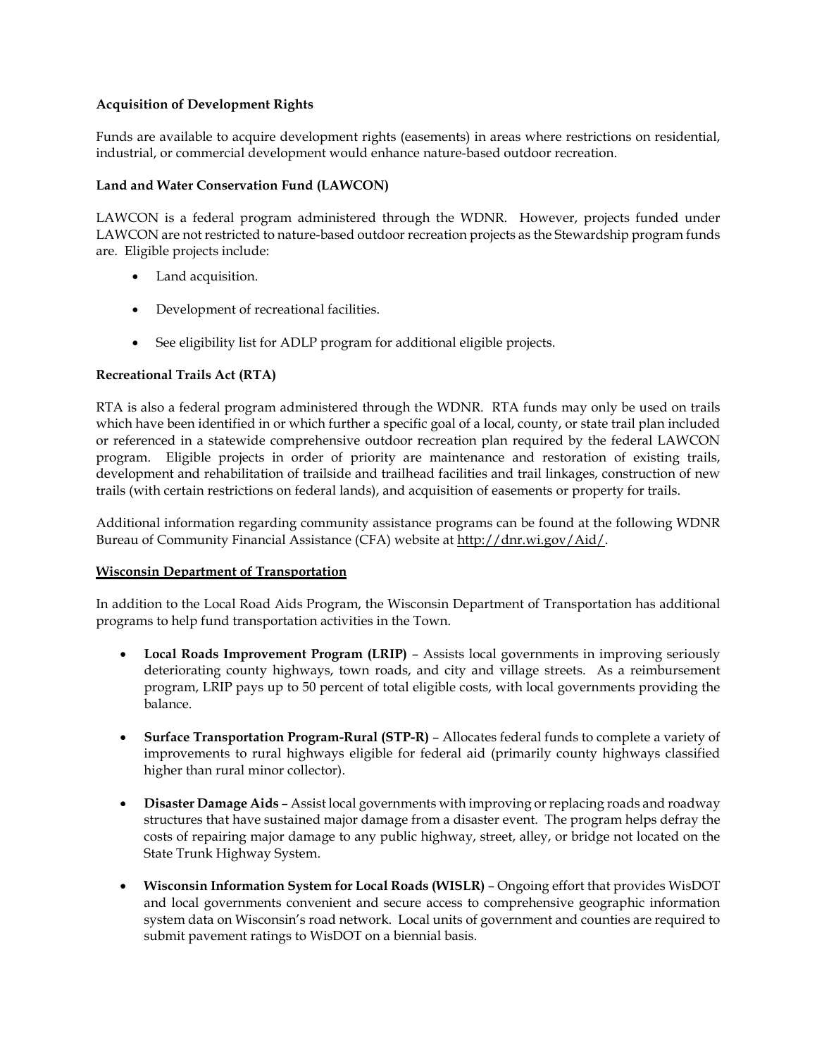**Acquisition of Development Rights**

Funds are available to acquire development rights (easements) in areas where restrictions on residential, industrial, or commercial development would enhance nature-based outdoor recreation.

**Land and Water Conservation Fund (LAWCON)**

LAWCON is a federal program administered through the WDNR. However, projects funded under LAWCON are not restricted to nature-based outdoor recreation projects as the Stewardship program funds are. Eligible projects include:

- Land acquisition.
- Development of recreational facilities.
- See eligibility list for ADLP program for additional eligible projects.

**Recreational Trails Act (RTA)**

RTA is also a federal program administered through the WDNR. RTA funds may only be used on trails which have been identified in or which further a specific goal of a local, county, or state trail plan included or referenced in a statewide comprehensive outdoor recreation plan required by the federal LAWCON program. Eligible projects in order of priority are maintenance and restoration of existing trails, development and rehabilitation of trailside and trailhead facilities and trail linkages, construction of new trails (with certain restrictions on federal lands), and acquisition of easements or property for trails.

Additional information regarding community assistance programs can be found at the following WDNR Bureau of Community Financial Assistance (CFA) website at http://dnr.wi.gov/Aid/.

**Wisconsin Department of Transportation**

In addition to the Local Road Aids Program, the Wisconsin Department of Transportation has additional programs to help fund transportation activities in the Town.

- **Local Roads Improvement Program (LRIP)** – Assists local governments in improving seriously deteriorating county highways, town roads, and city and village streets. As a reimbursement program, LRIP pays up to 50 percent of total eligible costs, with local governments providing the balance.
- **Surface Transportation Program-Rural (STP-R)** – Allocates federal funds to complete a variety of improvements to rural highways eligible for federal aid (primarily county highways classified higher than rural minor collector).
- **Disaster Damage Aids** – Assist local governments with improving or replacing roads and roadway structures that have sustained major damage from a disaster event. The program helps defray the costs of repairing major damage to any public highway, street, alley, or bridge not located on the State Trunk Highway System.
- **Wisconsin Information System for Local Roads (WISLR)** – Ongoing effort that provides WisDOT and local governments convenient and secure access to comprehensive geographic information system data on Wisconsin's road network. Local units of government and counties are required to submit pavement ratings to WisDOT on a biennial basis.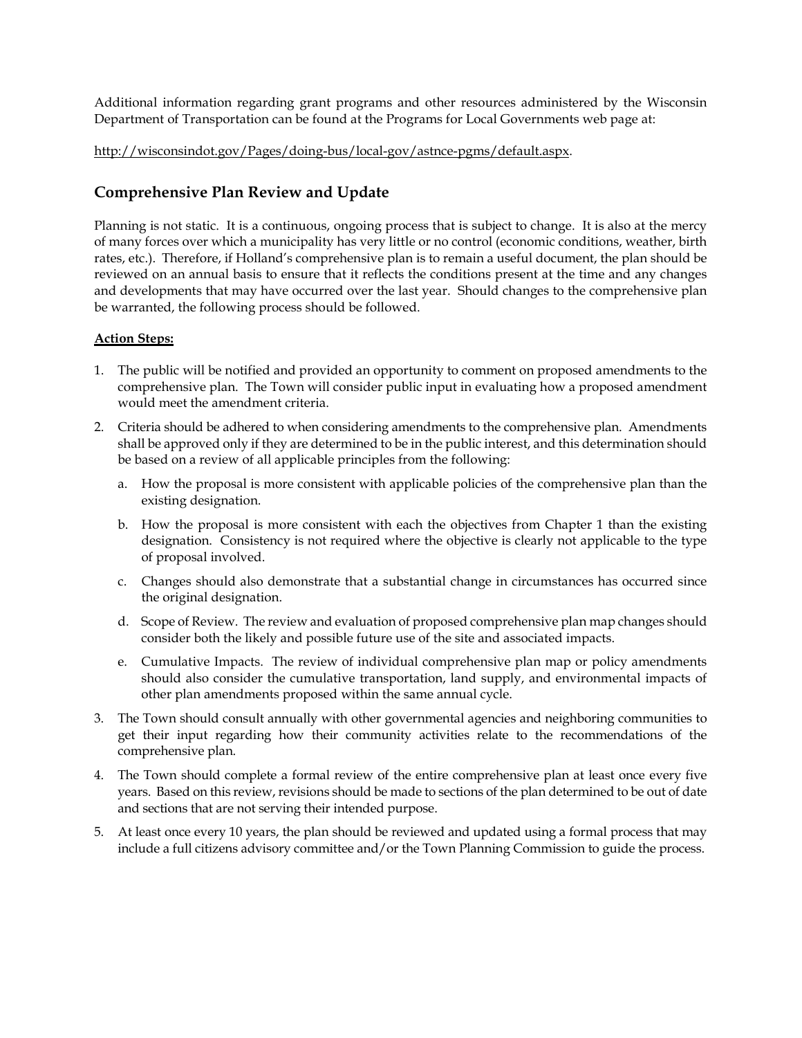Additional information regarding grant programs and other resources administered by the Wisconsin Department of Transportation can be found at the Programs for Local Governments web page at:

http://wisconsindot.gov/Pages/doing-bus/local-gov/astnce-pgms/default.aspx.

## Comprehensive Plan Review and Update

Planning is not static. It is a continuous, ongoing process that is subject to change. It is also at the mercy of many forces over which a municipality has very little or no control (economic conditions, weather, birth rates, etc.). Therefore, if Holland's comprehensive plan is to remain a useful document, the plan should be reviewed on an annual basis to ensure that it reflects the conditions present at the time and any changes and developments that may have occurred over the last year. Should changes to the comprehensive plan be warranted, the following process should be followed.

**Action Steps:**

1. The public will be notified and provided an opportunity to comment on proposed amendments to the comprehensive plan. The Town will consider public input in evaluating how a proposed amendment would meet the amendment criteria.
2. Criteria should be adhered to when considering amendments to the comprehensive plan. Amendments shall be approved only if they are determined to be in the public interest, and this determination should be based on a review of all applicable principles from the following:
   a. How the proposal is more consistent with applicable policies of the comprehensive plan than the existing designation.
   b. How the proposal is more consistent with each the objectives from Chapter 1 than the existing designation. Consistency is not required where the objective is clearly not applicable to the type of proposal involved.
   c. Changes should also demonstrate that a substantial change in circumstances has occurred since the original designation.
   d. Scope of Review. The review and evaluation of proposed comprehensive plan map changes should consider both the likely and possible future use of the site and associated impacts.
   e. Cumulative Impacts. The review of individual comprehensive plan map or policy amendments should also consider the cumulative transportation, land supply, and environmental impacts of other plan amendments proposed within the same annual cycle.
3. The Town should consult annually with other governmental agencies and neighboring communities to get their input regarding how their community activities relate to the recommendations of the comprehensive plan.
4. The Town should complete a formal review of the entire comprehensive plan at least once every five years. Based on this review, revisions should be made to sections of the plan determined to be out of date and sections that are not serving their intended purpose.
5. At least once every 10 years, the plan should be reviewed and updated using a formal process that may include a full citizens advisory committee and/or the Town Planning Commission to guide the process.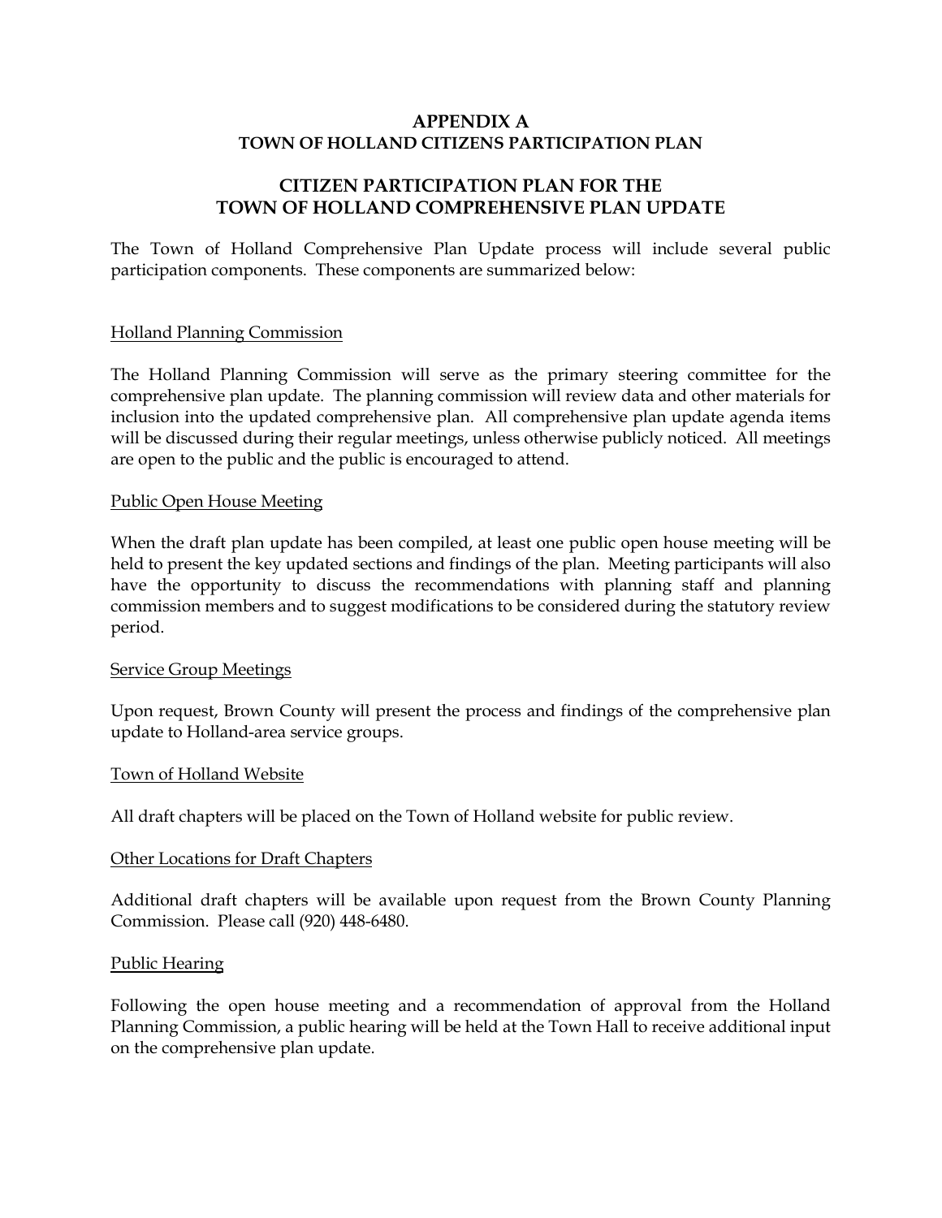# APPENDIX A
## TOWN OF HOLLAND CITIZENS PARTICIPATION PLAN

## CITIZEN PARTICIPATION PLAN FOR THE TOWN OF HOLLAND COMPREHENSIVE PLAN UPDATE

The Town of Holland Comprehensive Plan Update process will include several public participation components. These components are summarized below:

### Holland Planning Commission

The Holland Planning Commission will serve as the primary steering committee for the comprehensive plan update. The planning commission will review data and other materials for inclusion into the updated comprehensive plan. All comprehensive plan update agenda items will be discussed during their regular meetings, unless otherwise publicly noticed. All meetings are open to the public and the public is encouraged to attend.

### Public Open House Meeting

When the draft plan update has been compiled, at least one public open house meeting will be held to present the key updated sections and findings of the plan. Meeting participants will also have the opportunity to discuss the recommendations with planning staff and planning commission members and to suggest modifications to be considered during the statutory review period.

### Service Group Meetings

Upon request, Brown County will present the process and findings of the comprehensive plan update to Holland-area service groups.

### Town of Holland Website

All draft chapters will be placed on the Town of Holland website for public review.

### Other Locations for Draft Chapters

Additional draft chapters will be available upon request from the Brown County Planning Commission. Please call (920) 448-6480.

### Public Hearing

Following the open house meeting and a recommendation of approval from the Holland Planning Commission, a public hearing will be held at the Town Hall to receive additional input on the comprehensive plan update.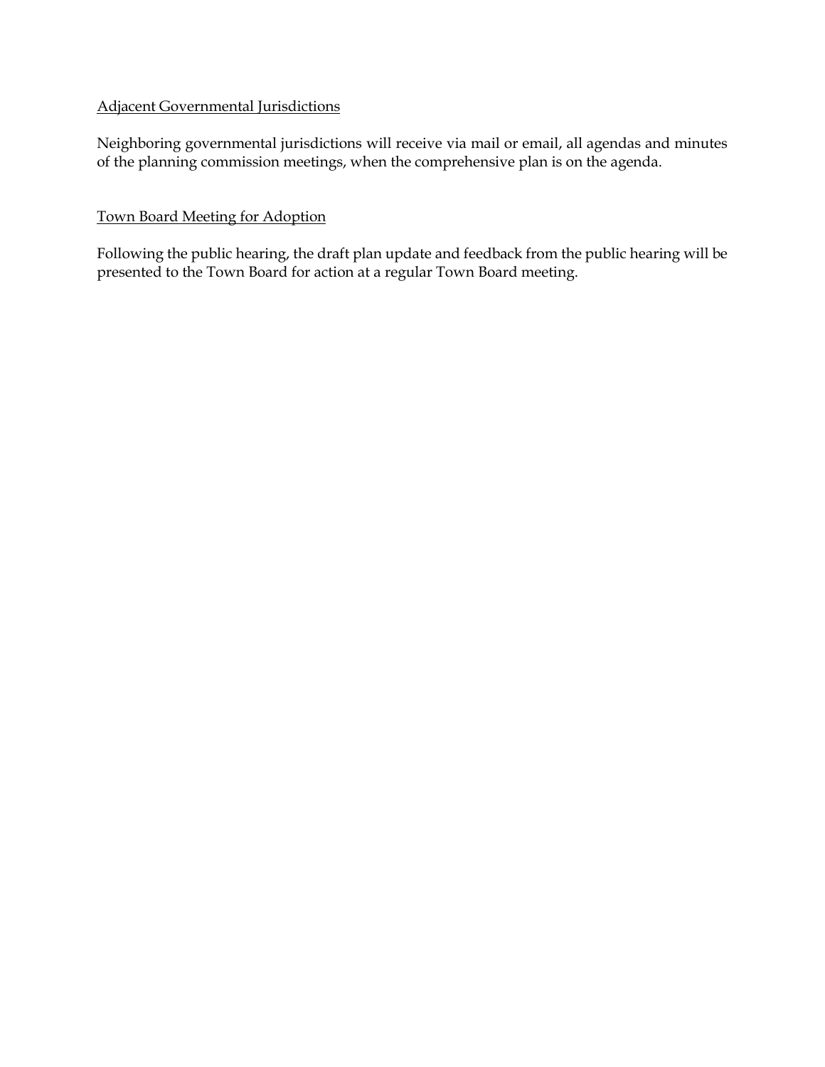Adjacent Governmental Jurisdictions

Neighboring governmental jurisdictions will receive via mail or email, all agendas and minutes of the planning commission meetings, when the comprehensive plan is on the agenda.

Town Board Meeting for Adoption

Following the public hearing, the draft plan update and feedback from the public hearing will be presented to the Town Board for action at a regular Town Board meeting.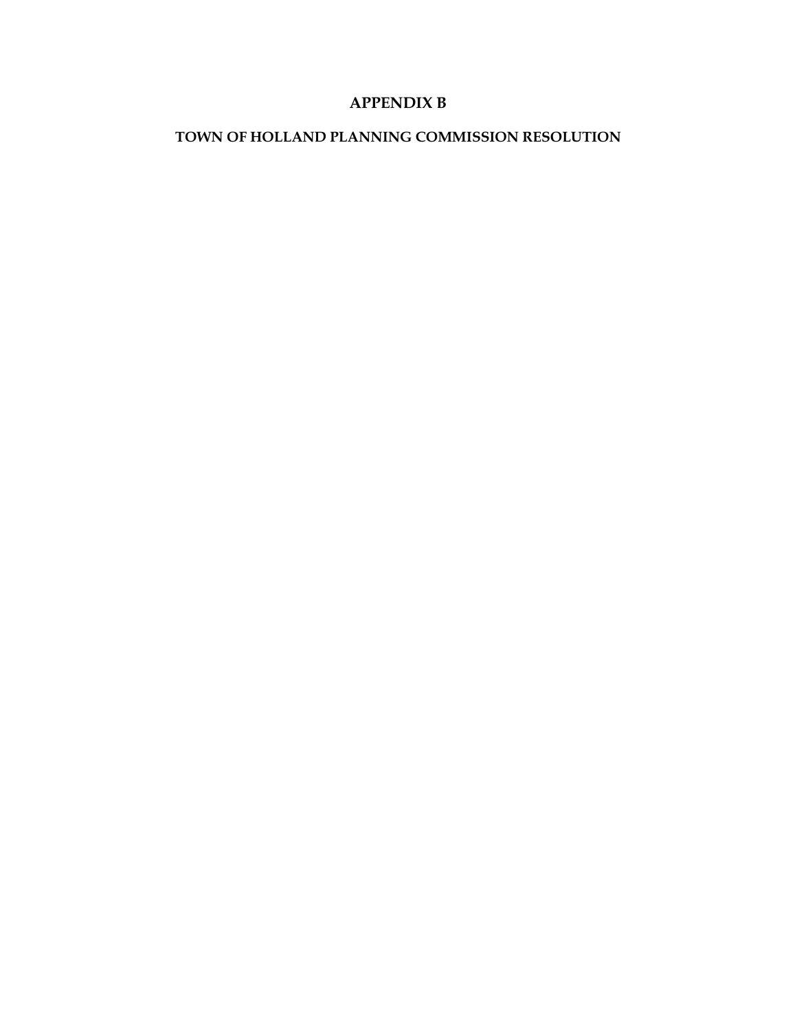# APPENDIX B

## TOWN OF HOLLAND PLANNING COMMISSION RESOLUTION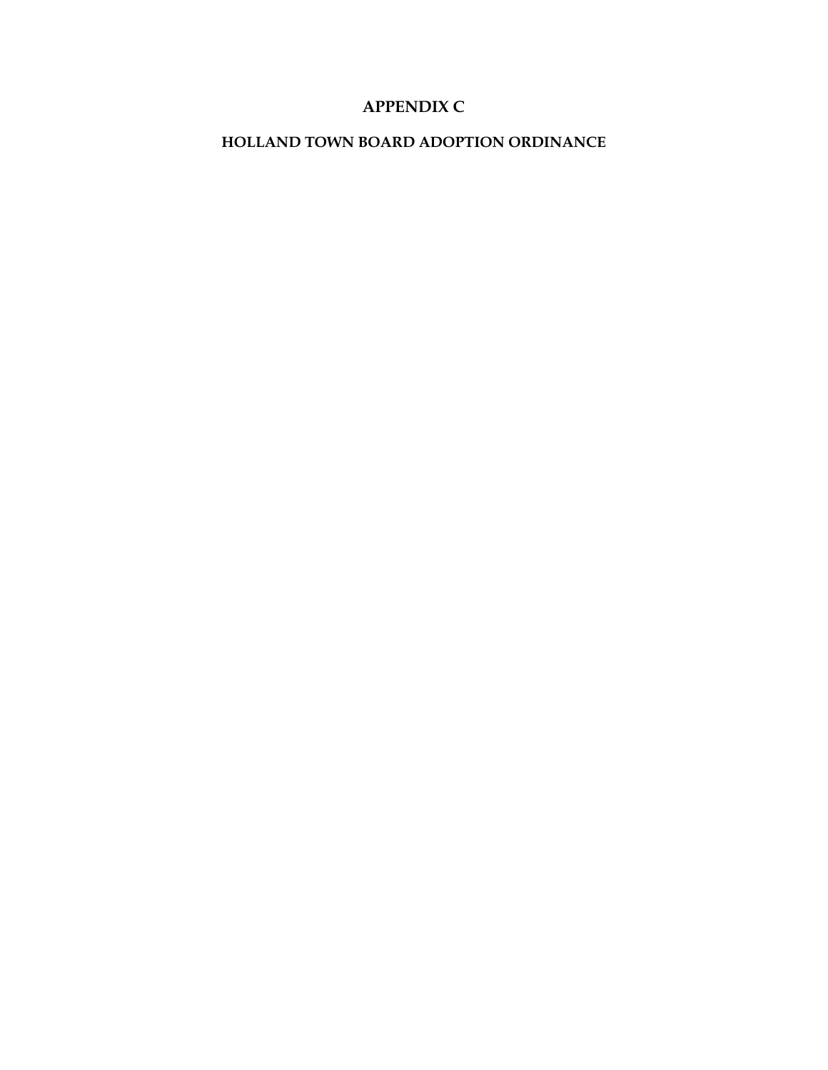# APPENDIX C

## HOLLAND TOWN BOARD ADOPTION ORDINANCE